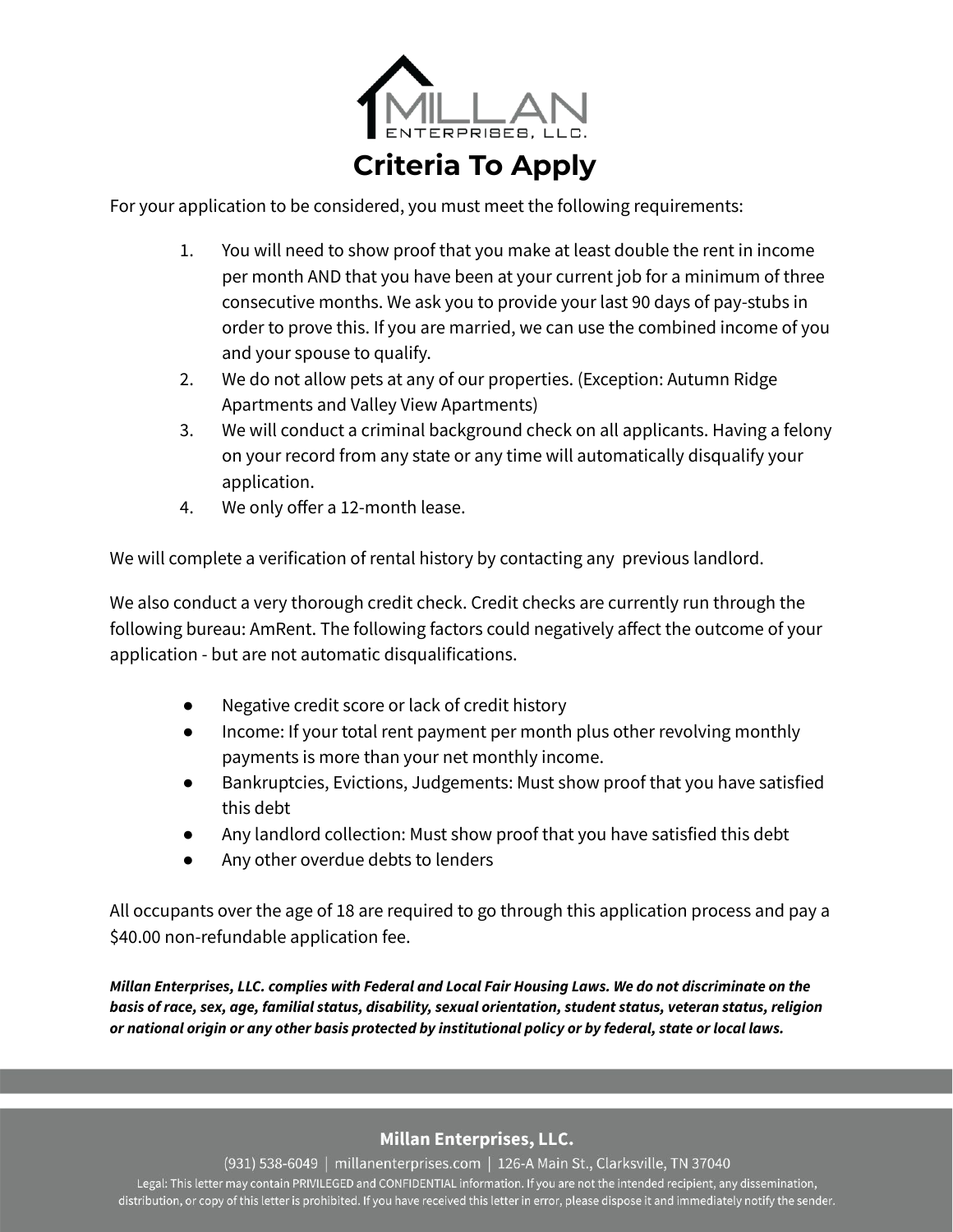# Criteria To Apply

For your application to be considered, you must meet the following requirements:

1. You will need to show proof that you make at least double the rent in income per month AND that you have been at your current job for a minimum of three consecutive months. We ask you to provide your last 90 days of pay-stubs in order to prove this. If you are married, we can use the combined income of you and your spouse to qualify.
2. We do not allow pets at any of our properties. (Exception: Autumn Ridge Apartments and Valley View Apartments)
3. We will conduct a criminal background check on all applicants. Having a felony on your record from any state or any time will automatically disqualify your application.
4. We only offer a 12-month lease.

We will complete a verification of rental history by contacting any previous landlord.

We also conduct a very thorough credit check. Credit checks are currently run through the following bureau: AmRent. The following factors could negatively affect the outcome of your application - but are not automatic disqualifications.

- Negative credit score or lack of credit history
- Income: If your total rent payment per month plus other revolving monthly payments is more than your net monthly income.
- Bankruptcies, Evictions, Judgements: Must show proof that you have satisfied this debt
- Any landlord collection: Must show proof that you have satisfied this debt
- Any other overdue debts to lenders

All occupants over the age of 18 are required to go through this application process and pay a $40.00 non-refundable application fee.

***Millan Enterprises, LLC. complies with Federal and Local Fair Housing Laws. We do not discriminate on the basis of race, sex, age, familial status, disability, sexual orientation, student status, veteran status, religion or national origin or any other basis protected by institutional policy or by federal, state or local laws.***

**Millan Enterprises, LLC.**

(931) 538-6049 | millanenterprises.com | 126-A Main St., Clarksville, TN 37040

Legal: This letter may contain PRIVILEGED and CONFIDENTIAL information. If you are not the intended recipient, any dissemination, distribution, or copy of this letter is prohibited. If you have received this letter in error, please dispose it and immediately notify the sender.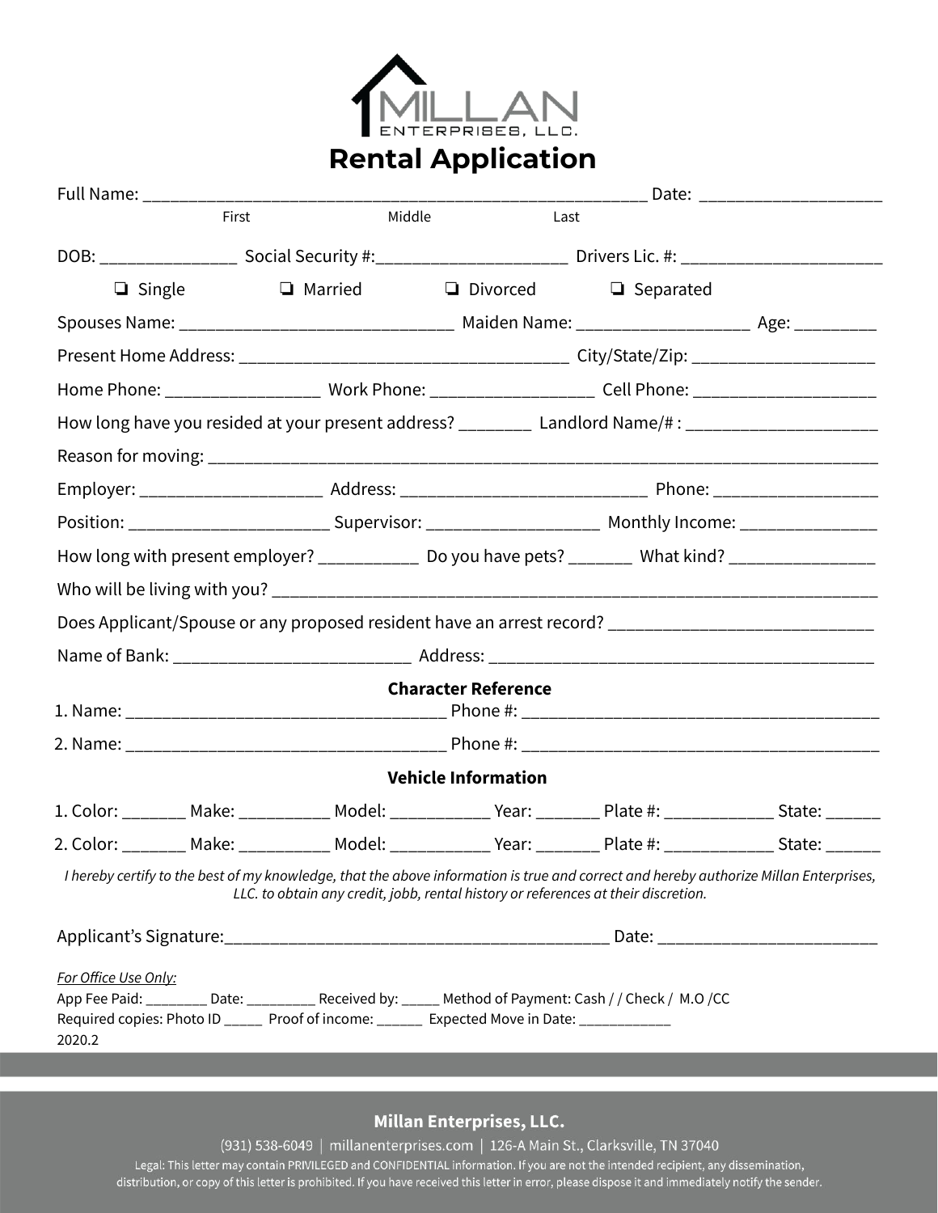MILLAN ENTERPRISES, LLC.

# Rental Application

Full Name: ______________________________________________________________ Date: ____________________
First Middle Last

DOB: _______________ Social Security #:_____________________ Drivers Lic. #: ______________________

❏ Single ❏ Married ❏ Divorced ❏ Separated

Spouses Name: _____________________________ Maiden Name: __________________ Age: _________

Present Home Address: ____________________________________ City/State/Zip: ____________________

Home Phone: _________________ Work Phone: __________________ Cell Phone: ____________________

How long have you resided at your present address? ________ Landlord Name/# : _____________________

Reason for moving: ___________________________________________________________________________

Employer: ____________________ Address: ___________________________ Phone: __________________

Position: ______________________ Supervisor: ___________________ Monthly Income: _______________

How long with present employer? ___________ Do you have pets? _______ What kind? ________________

Who will be living with you? ____________________________________________________________________

Does Applicant/Spouse or any proposed resident have an arrest record? _____________________________

Name of Bank: _________________________ Address: ___________________________________________

## Character Reference

1. Name: ___________________________________ Phone #: ________________________________________

2. Name: ___________________________________ Phone #: ________________________________________

## Vehicle Information

1. Color: _______ Make: __________ Model: ___________ Year: _______ Plate #: ____________ State: ______

2. Color: _______ Make: __________ Model: ___________ Year: _______ Plate #: ____________ State: ______

*I hereby certify to the best of my knowledge, that the above information is true and correct and hereby authorize Millan Enterprises, LLC. to obtain any credit, jobb, rental history or references at their discretion.*

Applicant's Signature:___________________________________________ Date: ________________________

*For Office Use Only:*

App Fee Paid: ________ Date: _________ Received by: _____ Method of Payment: Cash / / Check / M.O /CC

Required copies: Photo ID _____ Proof of income: ______ Expected Move in Date: ____________

2020.2

**Millan Enterprises, LLC.**

(931) 538-6049 | millanenterprises.com | 126-A Main St., Clarksville, TN 37040

Legal: This letter may contain PRIVILEGED and CONFIDENTIAL information. If you are not the intended recipient, any dissemination, distribution, or copy of this letter is prohibited. If you have received this letter in error, please dispose it and immediately notify the sender.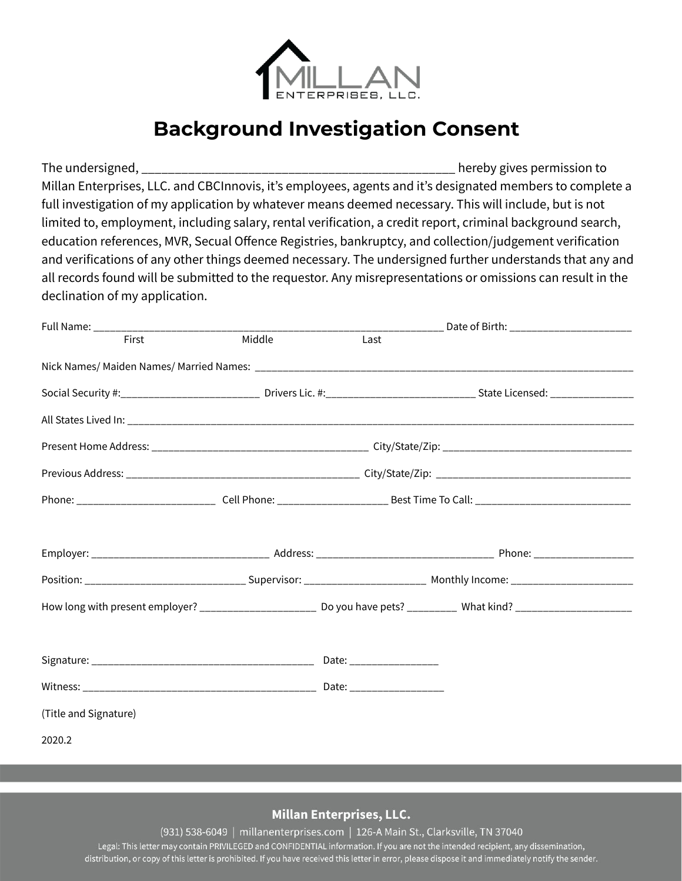MILLAN
ENTERPRISES, LLC.

# Background Investigation Consent

The undersigned, _______________________________________________ hereby gives permission to Millan Enterprises, LLC. and CBCInnovis, it's employees, agents and it's designated members to complete a full investigation of my application by whatever means deemed necessary. This will include, but is not limited to, employment, including salary, rental verification, a credit report, criminal background search, education references, MVR, Secual Offence Registries, bankruptcy, and collection/judgement verification and verifications of any other things deemed necessary. The undersigned further understands that any and all records found will be submitted to the requestor. Any misrepresentations or omissions can result in the declination of my application.

Full Name: _______________________________________________ Date of Birth: ____________________
First Middle Last

Nick Names/ Maiden Names/ Married Names: ____________________________________________________

Social Security #:______________________ Drivers Lic. #:_________________________ State Licensed: ______________

All States Lived In: _________________________________________________________________________

Present Home Address: ___________________________________ City/State/Zip: ______________________________

Previous Address: ______________________________________ City/State/Zip: ________________________________

Phone: ______________________ Cell Phone: __________________ Best Time To Call: __________________________

Employer: ______________________________ Address: ______________________________ Phone: _________________

Position: __________________________ Supervisor: ____________________ Monthly Income: _____________________

How long with present employer? ____________________ Do you have pets? ________ What kind? ____________________

Signature: _____________________________________ Date: _______________

Witness: _______________________________________ Date: ________________

(Title and Signature)

2020.2

**Millan Enterprises, LLC.**

(931) 538-6049 | millanenterprises.com | 126-A Main St., Clarksville, TN 37040

Legal: This letter may contain PRIVILEGED and CONFIDENTIAL information. If you are not the intended recipient, any dissemination, distribution, or copy of this letter is prohibited. If you have received this letter in error, please dispose it and immediately notify the sender.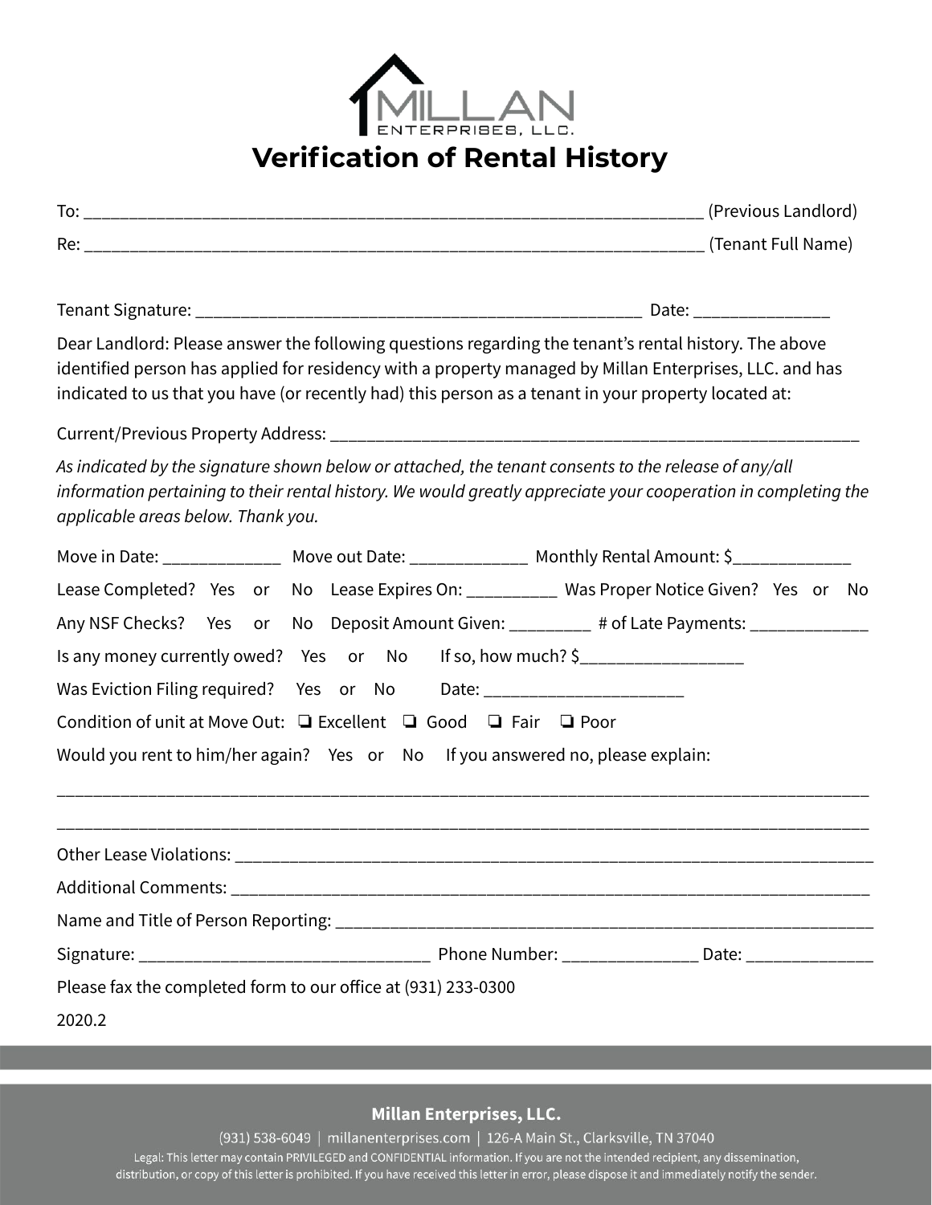MILLAN ENTERPRISES, LLC.

# Verification of Rental History

To: ______________________________________________________________________ (Previous Landlord)

Re: ______________________________________________________________________ (Tenant Full Name)

Tenant Signature: __________________________________________________ Date: _______________

Dear Landlord: Please answer the following questions regarding the tenant's rental history. The above identified person has applied for residency with a property managed by Millan Enterprises, LLC. and has indicated to us that you have (or recently had) this person as a tenant in your property located at:

Current/Previous Property Address: ____________________________________________________________

*As indicated by the signature shown below or attached, the tenant consents to the release of any/all information pertaining to their rental history. We would greatly appreciate your cooperation in completing the applicable areas below. Thank you.*

Move in Date: _____________ Move out Date: _____________ Monthly Rental Amount: $_____________

Lease Completed? Yes or No Lease Expires On: __________ Was Proper Notice Given? Yes or No

Any NSF Checks? Yes or No Deposit Amount Given: _________ # of Late Payments: _____________

Is any money currently owed? Yes or No If so, how much? $__________________

Was Eviction Filing required? Yes or No Date: ______________________

Condition of unit at Move Out: ❑ Excellent ❑ Good ❑ Fair ❑ Poor

Would you rent to him/her again? Yes or No If you answered no, please explain:

______________________________________________________________________________________________

______________________________________________________________________________________________

Other Lease Violations: ________________________________________________________________________

Additional Comments: _________________________________________________________________________

Name and Title of Person Reporting: ______________________________________________________________

Signature: ________________________________ Phone Number: _______________ Date: ______________

Please fax the completed form to our office at (931) 233-0300

2020.2

**Millan Enterprises, LLC.**

(931) 538-6049 | millanenterprises.com | 126-A Main St., Clarksville, TN 37040

Legal: This letter may contain PRIVILEGED and CONFIDENTIAL information. If you are not the intended recipient, any dissemination, distribution, or copy of this letter is prohibited. If you have received this letter in error, please dispose it and immediately notify the sender.